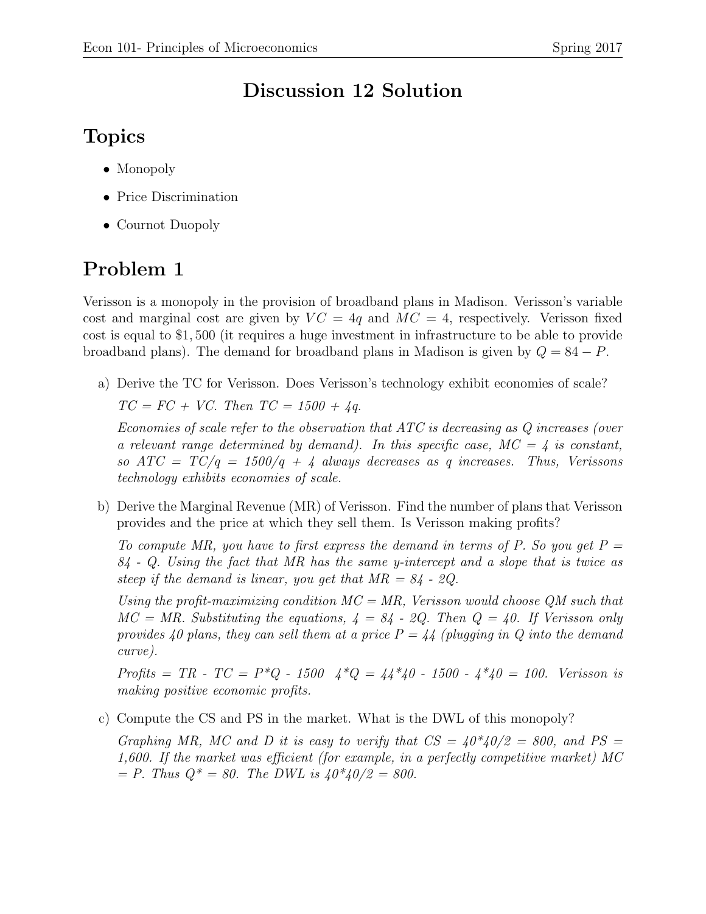# Discussion 12 Solution

## Topics

- Monopoly
- Price Discrimination
- Cournot Duopoly

## Problem 1

Verisson is a monopoly in the provision of broadband plans in Madison. Verisson's variable cost and marginal cost are given by $VC = 4q$ and $MC = 4$, respectively. Verisson fixed cost is equal to \$1,500 (it requires a huge investment in infrastructure to be able to provide broadband plans). The demand for broadband plans in Madison is given by $Q = 84 - P$.

a) Derive the TC for Verisson. Does Verisson's technology exhibit economies of scale?

*TC = FC + VC. Then TC = 1500 + 4q.*

*Economies of scale refer to the observation that ATC is decreasing as Q increases (over a relevant range determined by demand). In this specific case, MC = 4 is constant, so ATC = TC/q = 1500/q + 4 always decreases as q increases. Thus, Verissons technology exhibits economies of scale.*

b) Derive the Marginal Revenue (MR) of Verisson. Find the number of plans that Verisson provides and the price at which they sell them. Is Verisson making profits?

*To compute MR, you have to first express the demand in terms of P. So you get P = 84 - Q. Using the fact that MR has the same y-intercept and a slope that is twice as steep if the demand is linear, you get that MR = 84 - 2Q.*

*Using the profit-maximizing condition MC = MR, Verisson would choose QM such that MC = MR. Substituting the equations, 4 = 84 - 2Q. Then Q = 40. If Verisson only provides 40 plans, they can sell them at a price P = 44 (plugging in Q into the demand curve).*

*Profits = TR - TC = P*Q - 1500  4*Q = 44*40 - 1500 - 4*40 = 100. Verisson is making positive economic profits.*

c) Compute the CS and PS in the market. What is the DWL of this monopoly?

*Graphing MR, MC and D it is easy to verify that CS = 40*40/2 = 800, and PS = 1,600. If the market was efficient (for example, in a perfectly competitive market) MC = P. Thus Q* = 80. The DWL is 40*40/2 = 800.*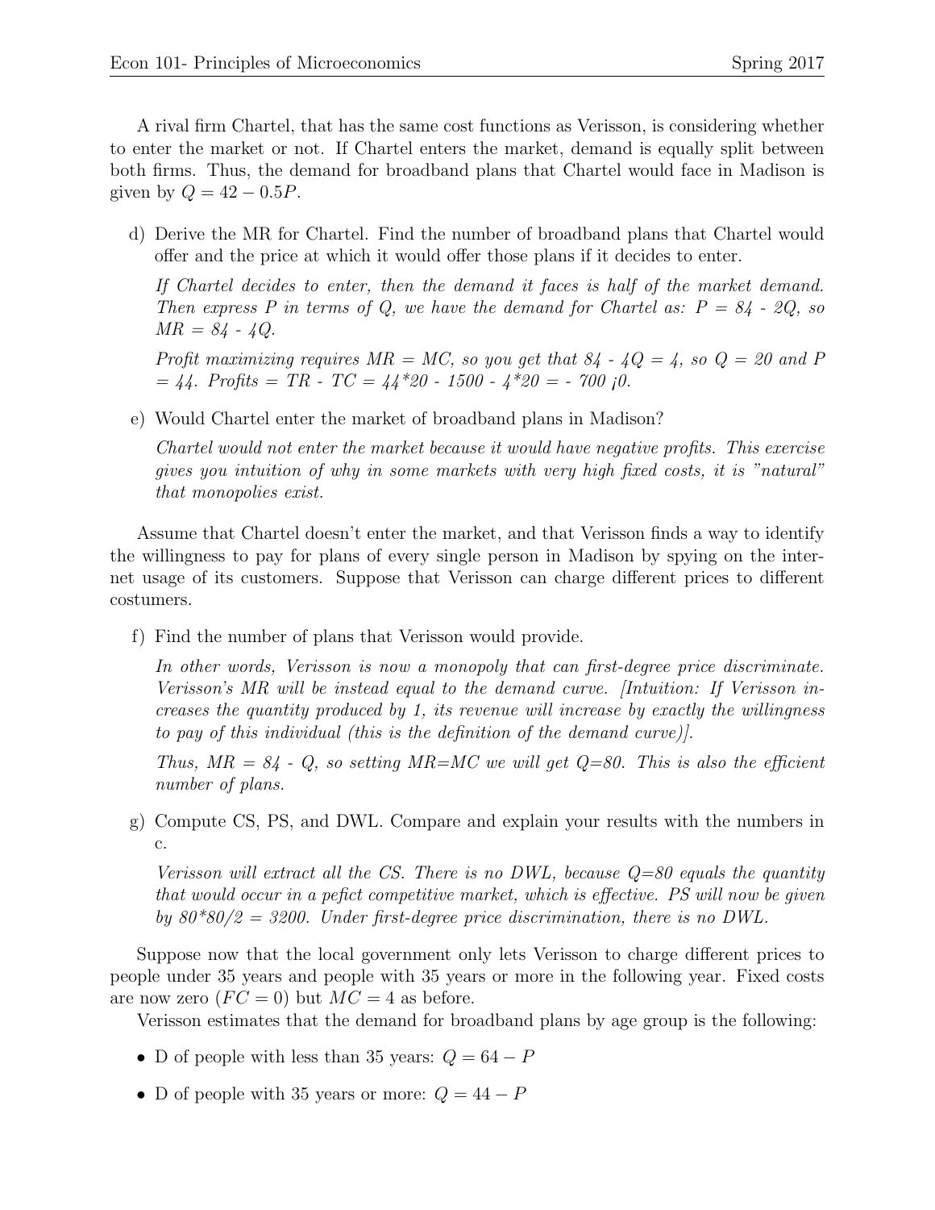A rival firm Chartel, that has the same cost functions as Verisson, is considering whether to enter the market or not. If Chartel enters the market, demand is equally split between both firms. Thus, the demand for broadband plans that Chartel would face in Madison is given by $Q = 42 - 0.5P$.

d) Derive the MR for Chartel. Find the number of broadband plans that Chartel would offer and the price at which it would offer those plans if it decides to enter.

   *If Chartel decides to enter, then the demand it faces is half of the market demand. Then express P in terms of Q, we have the demand for Chartel as: P = 84 - 2Q, so MR = 84 - 4Q.*

   *Profit maximizing requires MR = MC, so you get that 84 - 4Q = 4, so Q = 20 and P = 44. Profits = TR - TC = 44*20 - 1500 - 4*20 = - 700 ¡0.*

e) Would Chartel enter the market of broadband plans in Madison?

   *Chartel would not enter the market because it would have negative profits. This exercise gives you intuition of why in some markets with very high fixed costs, it is "natural" that monopolies exist.*

Assume that Chartel doesn't enter the market, and that Verisson finds a way to identify the willingness to pay for plans of every single person in Madison by spying on the internet usage of its customers. Suppose that Verisson can charge different prices to different costumers.

f) Find the number of plans that Verisson would provide.

   *In other words, Verisson is now a monopoly that can first-degree price discriminate. Verisson's MR will be instead equal to the demand curve. [Intuition: If Verisson increases the quantity produced by 1, its revenue will increase by exactly the willingness to pay of this individual (this is the definition of the demand curve)].*

   *Thus, MR = 84 - Q, so setting MR=MC we will get Q=80. This is also the efficient number of plans.*

g) Compute CS, PS, and DWL. Compare and explain your results with the numbers in c.

   *Verisson will extract all the CS. There is no DWL, because Q=80 equals the quantity that would occur in a pefict competitive market, which is effective. PS will now be given by 80*80/2 = 3200. Under first-degree price discrimination, there is no DWL.*

Suppose now that the local government only lets Verisson to charge different prices to people under 35 years and people with 35 years or more in the following year. Fixed costs are now zero ($FC = 0$) but $MC = 4$ as before.

Verisson estimates that the demand for broadband plans by age group is the following:

- D of people with less than 35 years: $Q = 64 - P$
- D of people with 35 years or more: $Q = 44 - P$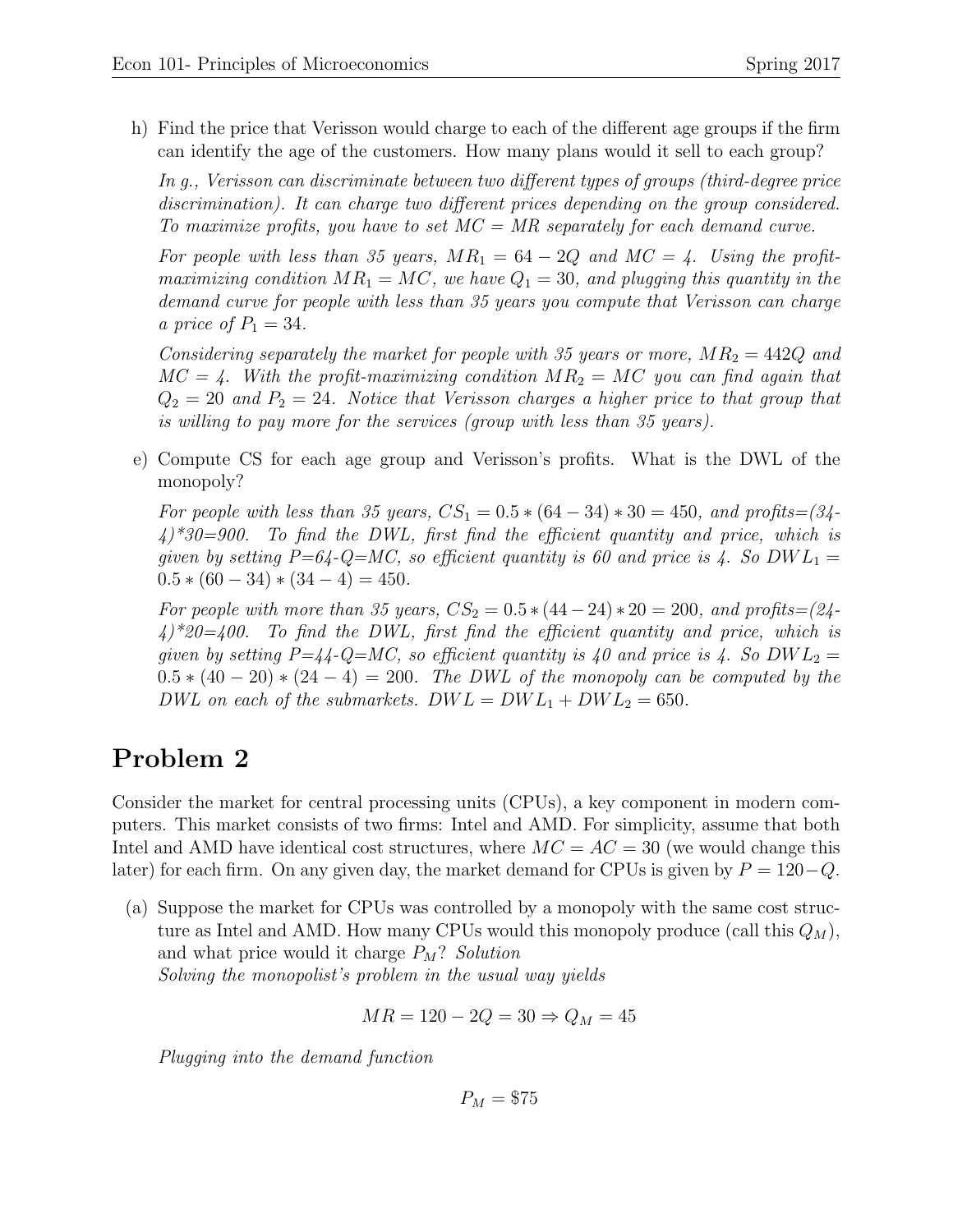h) Find the price that Verisson would charge to each of the different age groups if the firm can identify the age of the customers. How many plans would it sell to each group?

*In g., Verisson can discriminate between two different types of groups (third-degree price discrimination). It can charge two different prices depending on the group considered. To maximize profits, you have to set MC = MR separately for each demand curve.*

*For people with less than 35 years, $MR_1 = 64 - 2Q$ and $MC = 4$. Using the profit-maximizing condition $MR_1 = MC$, we have $Q_1 = 30$, and plugging this quantity in the demand curve for people with less than 35 years you compute that Verisson can charge a price of $P_1 = 34$.*

*Considering separately the market for people with 35 years or more, $MR_2 = 442Q$ and $MC = 4$. With the profit-maximizing condition $MR_2 = MC$ you can find again that $Q_2 = 20$ and $P_2 = 24$. Notice that Verisson charges a higher price to that group that is willing to pay more for the services (group with less than 35 years).*

e) Compute CS for each age group and Verisson's profits. What is the DWL of the monopoly?

*For people with less than 35 years, $CS_1 = 0.5 * (64 - 34) * 30 = 450$, and profits=(34-4)*30=900. To find the DWL, first find the efficient quantity and price, which is given by setting P=64-Q=MC, so efficient quantity is 60 and price is 4. So $DWL_1 = 0.5 * (60 - 34) * (34 - 4) = 450$.*

*For people with more than 35 years, $CS_2 = 0.5 * (44 - 24) * 20 = 200$, and profits=(24-4)*20=400. To find the DWL, first find the efficient quantity and price, which is given by setting P=44-Q=MC, so efficient quantity is 40 and price is 4. So $DWL_2 = 0.5 * (40 - 20) * (24 - 4) = 200$. The DWL of the monopoly can be computed by the DWL on each of the submarkets. $DWL = DWL_1 + DWL_2 = 650$.*

# Problem 2

Consider the market for central processing units (CPUs), a key component in modern computers. This market consists of two firms: Intel and AMD. For simplicity, assume that both Intel and AMD have identical cost structures, where $MC = AC = 30$ (we would change this later) for each firm. On any given day, the market demand for CPUs is given by $P = 120 - Q$.

(a) Suppose the market for CPUs was controlled by a monopoly with the same cost structure as Intel and AMD. How many CPUs would this monopoly produce (call this $Q_M$), and what price would it charge $P_M$? *Solution*

*Solving the monopolist's problem in the usual way yields*

$$MR = 120 - 2Q = 30 \Rightarrow Q_M = 45$$

*Plugging into the demand function*

$$P_M = \$75$$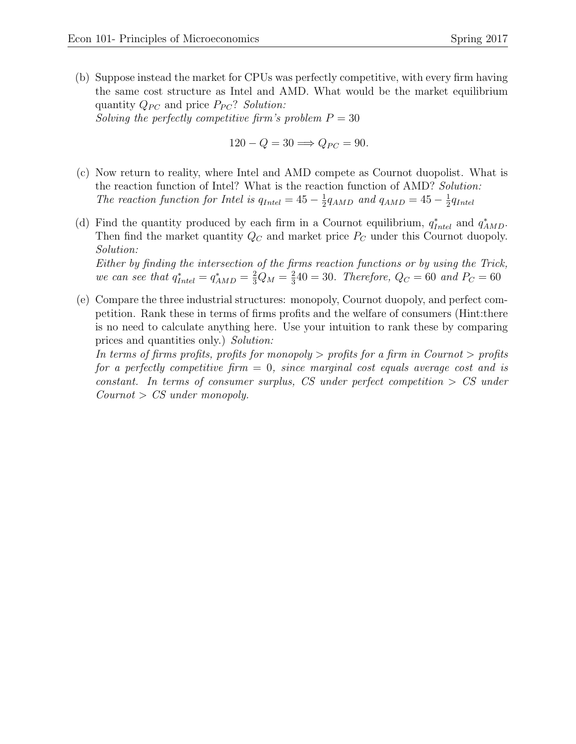(b) Suppose instead the market for CPUs was perfectly competitive, with every firm having the same cost structure as Intel and AMD. What would be the market equilibrium quantity $Q_{PC}$ and price $P_{PC}$? *Solution:*
*Solving the perfectly competitive firm's problem* $P = 30$

$$120 - Q = 30 \implies Q_{PC} = 90.$$

(c) Now return to reality, where Intel and AMD compete as Cournot duopolist. What is the reaction function of Intel? What is the reaction function of AMD? *Solution:*
*The reaction function for Intel is* $q_{Intel} = 45 - \frac{1}{2}q_{AMD}$ *and* $q_{AMD} = 45 - \frac{1}{2}q_{Intel}$

(d) Find the quantity produced by each firm in a Cournot equilibrium, $q^*_{Intel}$ and $q^*_{AMD}$. Then find the market quantity $Q_C$ and market price $P_C$ under this Cournot duopoly. *Solution:*
*Either by finding the intersection of the firms reaction functions or by using the Trick, we can see that* $q^*_{Intel} = q^*_{AMD} = \frac{2}{3}Q_M = \frac{2}{3}40 = 30$. *Therefore,* $Q_C = 60$ *and* $P_C = 60$

(e) Compare the three industrial structures: monopoly, Cournot duopoly, and perfect competition. Rank these in terms of firms profits and the welfare of consumers (Hint:there is no need to calculate anything here. Use your intuition to rank these by comparing prices and quantities only.) *Solution:*
*In terms of firms profits, profits for monopoly > profits for a firm in Cournot > profits for a perfectly competitive firm = 0, since marginal cost equals average cost and is constant. In terms of consumer surplus, CS under perfect competition > CS under Cournot > CS under monopoly.*